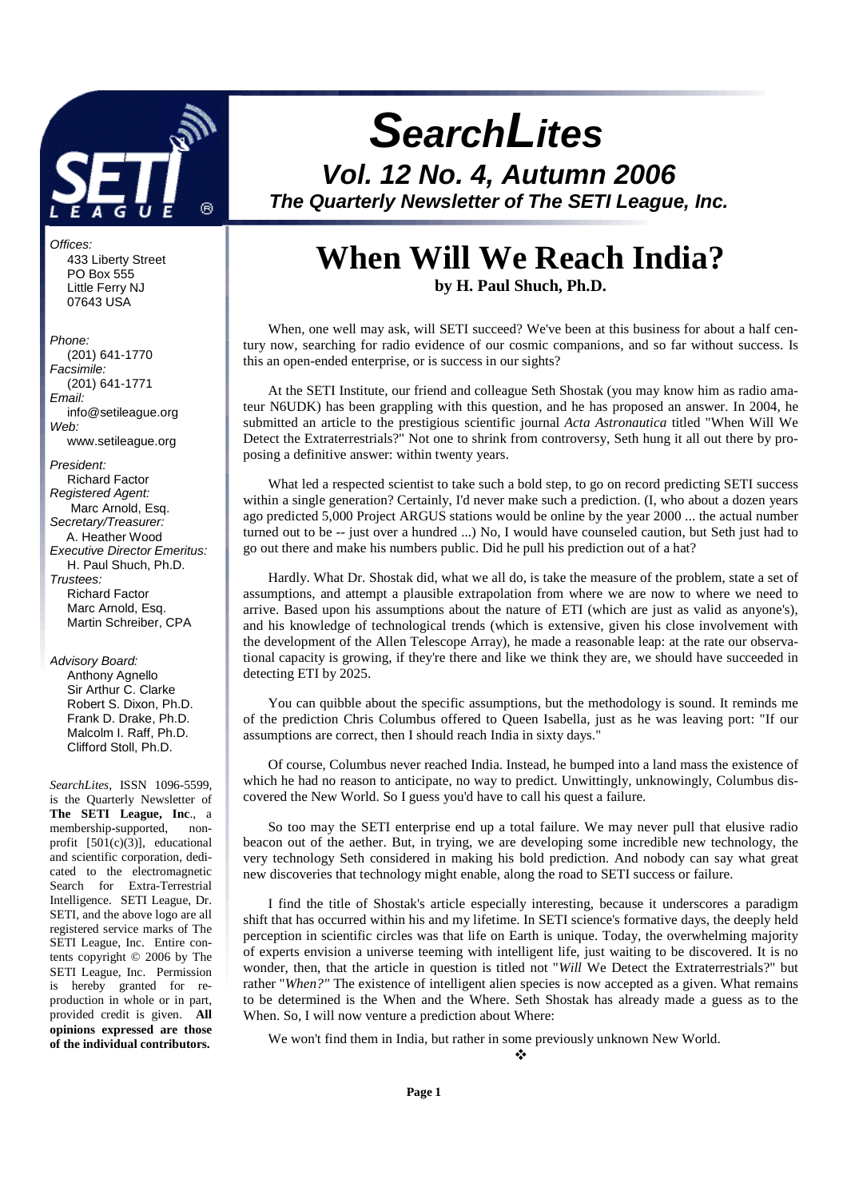# *SearchLites*

## Vol. 12 No. 4, Autumn 2006

### The Quarterly Newsletter of The SETI League, Inc.

*Offices:*
433 Liberty Street
PO Box 555
Little Ferry NJ
07643 USA

*Phone:*
(201) 641-1770
*Facsimile:*
(201) 641-1771
*Email:*
info@setileague.org
*Web:*
www.setileague.org

*President:*
Richard Factor
*Registered Agent:*
Marc Arnold, Esq.
*Secretary/Treasurer:*
A. Heather Wood
*Executive Director Emeritus:*
H. Paul Shuch, Ph.D.
*Trustees:*
Richard Factor
Marc Arnold, Esq.
Martin Schreiber, CPA

*Advisory Board:*
Anthony Agnello
Sir Arthur C. Clarke
Robert S. Dixon, Ph.D.
Frank D. Drake, Ph.D.
Malcolm I. Raff, Ph.D.
Clifford Stoll, Ph.D.

*SearchLites*, ISSN 1096-5599, is the Quarterly Newsletter of **The SETI League, Inc**., a membership-supported, non-profit [501(c)(3)], educational and scientific corporation, dedicated to the electromagnetic Search for Extra-Terrestrial Intelligence. SETI League, Dr. SETI, and the above logo are all registered service marks of The SETI League, Inc. Entire contents copyright © 2006 by The SETI League, Inc. Permission is hereby granted for reproduction in whole or in part, provided credit is given. **All opinions expressed are those of the individual contributors.**

# When Will We Reach India?

**by H. Paul Shuch, Ph.D.**

When, one well may ask, will SETI succeed? We've been at this business for about a half century now, searching for radio evidence of our cosmic companions, and so far without success. Is this an open-ended enterprise, or is success in our sights?

At the SETI Institute, our friend and colleague Seth Shostak (you may know him as radio amateur N6UDK) has been grappling with this question, and he has proposed an answer. In 2004, he submitted an article to the prestigious scientific journal *Acta Astronautica* titled "When Will We Detect the Extraterrestrials?" Not one to shrink from controversy, Seth hung it all out there by proposing a definitive answer: within twenty years.

What led a respected scientist to take such a bold step, to go on record predicting SETI success within a single generation? Certainly, I'd never make such a prediction. (I, who about a dozen years ago predicted 5,000 Project ARGUS stations would be online by the year 2000 ... the actual number turned out to be -- just over a hundred ...) No, I would have counseled caution, but Seth just had to go out there and make his numbers public. Did he pull his prediction out of a hat?

Hardly. What Dr. Shostak did, what we all do, is take the measure of the problem, state a set of assumptions, and attempt a plausible extrapolation from where we are now to where we need to arrive. Based upon his assumptions about the nature of ETI (which are just as valid as anyone's), and his knowledge of technological trends (which is extensive, given his close involvement with the development of the Allen Telescope Array), he made a reasonable leap: at the rate our observational capacity is growing, if they're there and like we think they are, we should have succeeded in detecting ETI by 2025.

You can quibble about the specific assumptions, but the methodology is sound. It reminds me of the prediction Chris Columbus offered to Queen Isabella, just as he was leaving port: "If our assumptions are correct, then I should reach India in sixty days."

Of course, Columbus never reached India. Instead, he bumped into a land mass the existence of which he had no reason to anticipate, no way to predict. Unwittingly, unknowingly, Columbus discovered the New World. So I guess you'd have to call his quest a failure.

So too may the SETI enterprise end up a total failure. We may never pull that elusive radio beacon out of the aether. But, in trying, we are developing some incredible new technology, the very technology Seth considered in making his bold prediction. And nobody can say what great new discoveries that technology might enable, along the road to SETI success or failure.

I find the title of Shostak's article especially interesting, because it underscores a paradigm shift that has occurred within his and my lifetime. In SETI science's formative days, the deeply held perception in scientific circles was that life on Earth is unique. Today, the overwhelming majority of experts envision a universe teeming with intelligent life, just waiting to be discovered. It is no wonder, then, that the article in question is titled not "*Will* We Detect the Extraterrestrials?" but rather "*When?"* The existence of intelligent alien species is now accepted as a given. What remains to be determined is the When and the Where. Seth Shostak has already made a guess as to the When. So, I will now venture a prediction about Where:

We won't find them in India, but rather in some previously unknown New World.

❖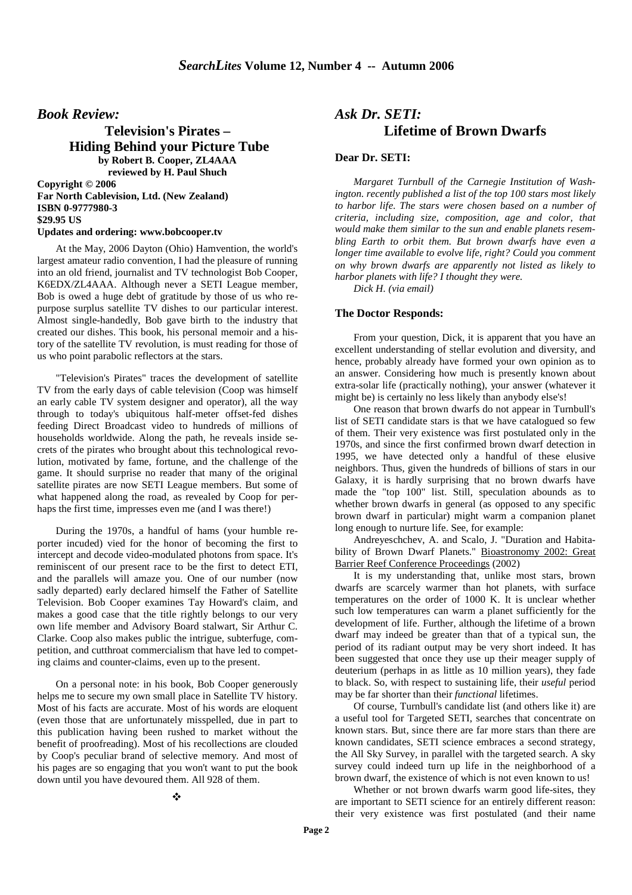## *Book Review:*

### Television's Pirates – Hiding Behind your Picture Tube

**by Robert B. Cooper, ZL4AAA**
**reviewed by H. Paul Shuch**

**Copyright © 2006**
**Far North Cablevision, Ltd. (New Zealand)**
**ISBN 0-9777980-3**
**$29.95 US**
**Updates and ordering: www.bobcooper.tv**

At the May, 2006 Dayton (Ohio) Hamvention, the world's largest amateur radio convention, I had the pleasure of running into an old friend, journalist and TV technologist Bob Cooper, K6EDX/ZL4AAA. Although never a SETI League member, Bob is owed a huge debt of gratitude by those of us who re-purpose surplus satellite TV dishes to our particular interest. Almost single-handedly, Bob gave birth to the industry that created our dishes. This book, his personal memoir and a history of the satellite TV revolution, is must reading for those of us who point parabolic reflectors at the stars.

"Television's Pirates" traces the development of satellite TV from the early days of cable television (Coop was himself an early cable TV system designer and operator), all the way through to today's ubiquitous half-meter offset-fed dishes feeding Direct Broadcast video to hundreds of millions of households worldwide. Along the path, he reveals inside secrets of the pirates who brought about this technological revolution, motivated by fame, fortune, and the challenge of the game. It should surprise no reader that many of the original satellite pirates are now SETI League members. But some of what happened along the road, as revealed by Coop for perhaps the first time, impresses even me (and I was there!)

During the 1970s, a handful of hams (your humble reporter incuded) vied for the honor of becoming the first to intercept and decode video-modulated photons from space. It's reminiscent of our present race to be the first to detect ETI, and the parallels will amaze you. One of our number (now sadly departed) early declared himself the Father of Satellite Television. Bob Cooper examines Tay Howard's claim, and makes a good case that the title rightly belongs to our very own life member and Advisory Board stalwart, Sir Arthur C. Clarke. Coop also makes public the intrigue, subterfuge, competition, and cutthroat commercialism that have led to competing claims and counter-claims, even up to the present.

On a personal note: in his book, Bob Cooper generously helps me to secure my own small place in Satellite TV history. Most of his facts are accurate. Most of his words are eloquent (even those that are unfortunately misspelled, due in part to this publication having been rushed to market without the benefit of proofreading). Most of his recollections are clouded by Coop's peculiar brand of selective memory. And most of his pages are so engaging that you won't want to put the book down until you have devoured them. All 928 of them.

❖

## *Ask Dr. SETI:*

### Lifetime of Brown Dwarfs

**Dear Dr. SETI:**

*Margaret Turnbull of the Carnegie Institution of Washington. recently published a list of the top 100 stars most likely to harbor life. The stars were chosen based on a number of criteria, including size, composition, age and color, that would make them similar to the sun and enable planets resembling Earth to orbit them. But brown dwarfs have even a longer time available to evolve life, right? Could you comment on why brown dwarfs are apparently not listed as likely to harbor planets with life? I thought they were.*

*Dick H. (via email)*

**The Doctor Responds:**

From your question, Dick, it is apparent that you have an excellent understanding of stellar evolution and diversity, and hence, probably already have formed your own opinion as to an answer. Considering how much is presently known about extra-solar life (practically nothing), your answer (whatever it might be) is certainly no less likely than anybody else's!

One reason that brown dwarfs do not appear in Turnbull's list of SETI candidate stars is that we have catalogued so few of them. Their very existence was first postulated only in the 1970s, and since the first confirmed brown dwarf detection in 1995, we have detected only a handful of these elusive neighbors. Thus, given the hundreds of billions of stars in our Galaxy, it is hardly surprising that no brown dwarfs have made the "top 100" list. Still, speculation abounds as to whether brown dwarfs in general (as opposed to any specific brown dwarf in particular) might warm a companion planet long enough to nurture life. See, for example:

Andreyeschchev, A. and Scalo, J. "Duration and Habitability of Brown Dwarf Planets." Bioastronomy 2002: Great Barrier Reef Conference Proceedings (2002)

It is my understanding that, unlike most stars, brown dwarfs are scarcely warmer than hot planets, with surface temperatures on the order of 1000 K. It is unclear whether such low temperatures can warm a planet sufficiently for the development of life. Further, although the lifetime of a brown dwarf may indeed be greater than that of a typical sun, the period of its radiant output may be very short indeed. It has been suggested that once they use up their meager supply of deuterium (perhaps in as little as 10 million years), they fade to black. So, with respect to sustaining life, their *useful* period may be far shorter than their *functional* lifetimes.

Of course, Turnbull's candidate list (and others like it) are a useful tool for Targeted SETI, searches that concentrate on known stars. But, since there are far more stars than there are known candidates, SETI science embraces a second strategy, the All Sky Survey, in parallel with the targeted search. A sky survey could indeed turn up life in the neighborhood of a brown dwarf, the existence of which is not even known to us!

Whether or not brown dwarfs warm good life-sites, they are important to SETI science for an entirely different reason: their very existence was first postulated (and their name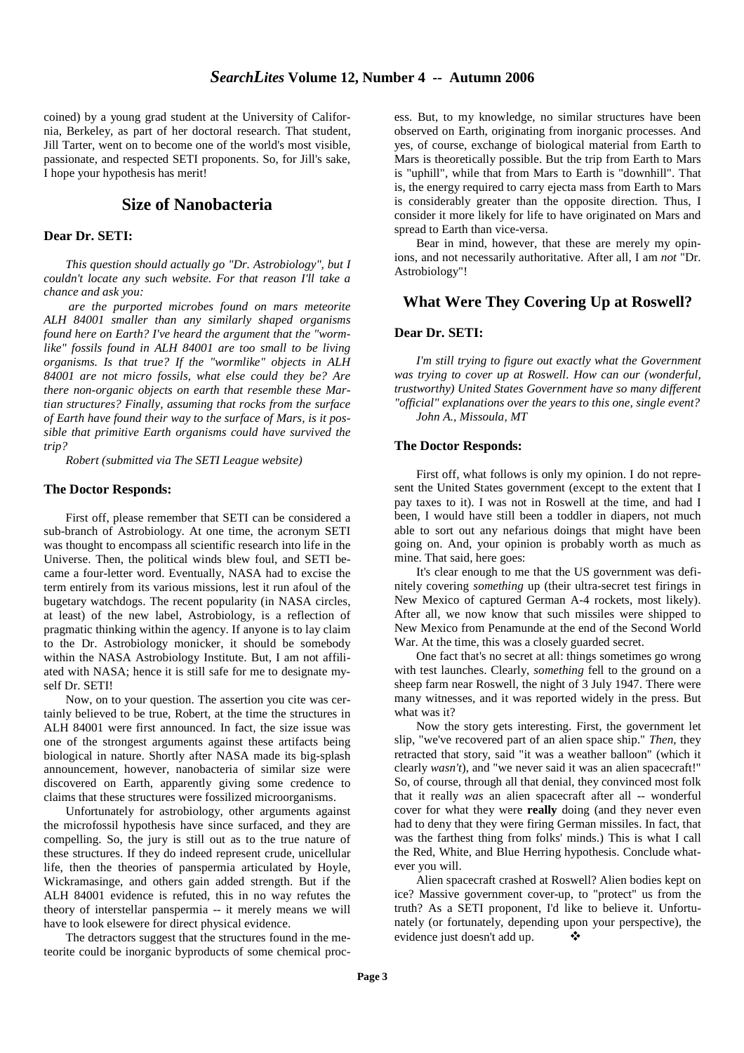coined) by a young grad student at the University of California, Berkeley, as part of her doctoral research. That student, Jill Tarter, went on to become one of the world's most visible, passionate, and respected SETI proponents. So, for Jill's sake, I hope your hypothesis has merit!

## Size of Nanobacteria

### Dear Dr. SETI:

*This question should actually go "Dr. Astrobiology", but I couldn't locate any such website. For that reason I'll take a chance and ask you:*

*are the purported microbes found on mars meteorite ALH 84001 smaller than any similarly shaped organisms found here on Earth? I've heard the argument that the "wormlike" fossils found in ALH 84001 are too small to be living organisms. Is that true? If the "wormlike" objects in ALH 84001 are not micro fossils, what else could they be? Are there non-organic objects on earth that resemble these Martian structures? Finally, assuming that rocks from the surface of Earth have found their way to the surface of Mars, is it possible that primitive Earth organisms could have survived the trip?*

*Robert (submitted via The SETI League website)*

### The Doctor Responds:

First off, please remember that SETI can be considered a sub-branch of Astrobiology. At one time, the acronym SETI was thought to encompass all scientific research into life in the Universe. Then, the political winds blew foul, and SETI became a four-letter word. Eventually, NASA had to excise the term entirely from its various missions, lest it run afoul of the bugetary watchdogs. The recent popularity (in NASA circles, at least) of the new label, Astrobiology, is a reflection of pragmatic thinking within the agency. If anyone is to lay claim to the Dr. Astrobiology monicker, it should be somebody within the NASA Astrobiology Institute. But, I am not affiliated with NASA; hence it is still safe for me to designate myself Dr. SETI!

Now, on to your question. The assertion you cite was certainly believed to be true, Robert, at the time the structures in ALH 84001 were first announced. In fact, the size issue was one of the strongest arguments against these artifacts being biological in nature. Shortly after NASA made its big-splash announcement, however, nanobacteria of similar size were discovered on Earth, apparently giving some credence to claims that these structures were fossilized microorganisms.

Unfortunately for astrobiology, other arguments against the microfossil hypothesis have since surfaced, and they are compelling. So, the jury is still out as to the true nature of these structures. If they do indeed represent crude, unicellular life, then the theories of panspermia articulated by Hoyle, Wickramasinge, and others gain added strength. But if the ALH 84001 evidence is refuted, this in no way refutes the theory of interstellar panspermia -- it merely means we will have to look elsewere for direct physical evidence.

The detractors suggest that the structures found in the meteorite could be inorganic byproducts of some chemical process. But, to my knowledge, no similar structures have been observed on Earth, originating from inorganic processes. And yes, of course, exchange of biological material from Earth to Mars is theoretically possible. But the trip from Earth to Mars is "uphill", while that from Mars to Earth is "downhill". That is, the energy required to carry ejecta mass from Earth to Mars is considerably greater than the opposite direction. Thus, I consider it more likely for life to have originated on Mars and spread to Earth than vice-versa.

Bear in mind, however, that these are merely my opinions, and not necessarily authoritative. After all, I am *not* "Dr. Astrobiology"!

## What Were They Covering Up at Roswell?

### Dear Dr. SETI:

*I'm still trying to figure out exactly what the Government was trying to cover up at Roswell. How can our (wonderful, trustworthy) United States Government have so many different "official" explanations over the years to this one, single event?*

*John A., Missoula, MT*

### The Doctor Responds:

First off, what follows is only my opinion. I do not represent the United States government (except to the extent that I pay taxes to it). I was not in Roswell at the time, and had I been, I would have still been a toddler in diapers, not much able to sort out any nefarious doings that might have been going on. And, your opinion is probably worth as much as mine. That said, here goes:

It's clear enough to me that the US government was definitely covering *something* up (their ultra-secret test firings in New Mexico of captured German A-4 rockets, most likely). After all, we now know that such missiles were shipped to New Mexico from Penamunde at the end of the Second World War. At the time, this was a closely guarded secret.

One fact that's no secret at all: things sometimes go wrong with test launches. Clearly, *something* fell to the ground on a sheep farm near Roswell, the night of 3 July 1947. There were many witnesses, and it was reported widely in the press. But what was it?

Now the story gets interesting. First, the government let slip, "we've recovered part of an alien space ship." *Then*, they retracted that story, said "it was a weather balloon" (which it clearly *wasn't*), and "we never said it was an alien spacecraft!" So, of course, through all that denial, they convinced most folk that it really *was* an alien spacecraft after all -- wonderful cover for what they were **really** doing (and they never even had to deny that they were firing German missiles. In fact, that was the farthest thing from folks' minds.) This is what I call the Red, White, and Blue Herring hypothesis. Conclude whatever you will.

Alien spacecraft crashed at Roswell? Alien bodies kept on ice? Massive government cover-up, to "protect" us from the truth? As a SETI proponent, I'd like to believe it. Unfortunately (or fortunately, depending upon your perspective), the evidence just doesn't add up. ❖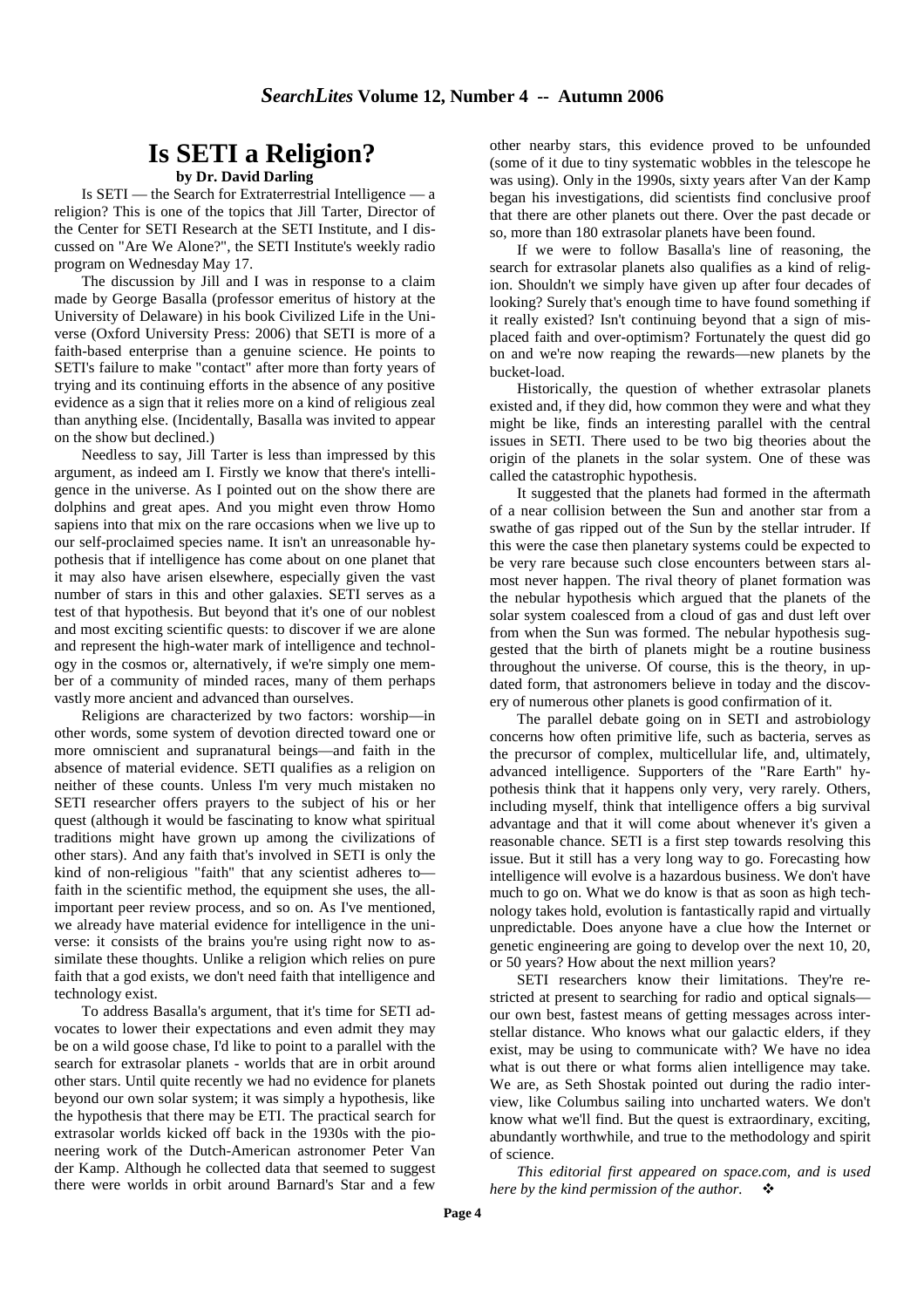# Is SETI a Religion?

**by Dr. David Darling**

Is SETI — the Search for Extraterrestrial Intelligence — a religion? This is one of the topics that Jill Tarter, Director of the Center for SETI Research at the SETI Institute, and I discussed on "Are We Alone?", the SETI Institute's weekly radio program on Wednesday May 17.

The discussion by Jill and I was in response to a claim made by George Basalla (professor emeritus of history at the University of Delaware) in his book Civilized Life in the Universe (Oxford University Press: 2006) that SETI is more of a faith-based enterprise than a genuine science. He points to SETI's failure to make "contact" after more than forty years of trying and its continuing efforts in the absence of any positive evidence as a sign that it relies more on a kind of religious zeal than anything else. (Incidentally, Basalla was invited to appear on the show but declined.)

Needless to say, Jill Tarter is less than impressed by this argument, as indeed am I. Firstly we know that there's intelligence in the universe. As I pointed out on the show there are dolphins and great apes. And you might even throw Homo sapiens into that mix on the rare occasions when we live up to our self-proclaimed species name. It isn't an unreasonable hypothesis that if intelligence has come about on one planet that it may also have arisen elsewhere, especially given the vast number of stars in this and other galaxies. SETI serves as a test of that hypothesis. But beyond that it's one of our noblest and most exciting scientific quests: to discover if we are alone and represent the high-water mark of intelligence and technology in the cosmos or, alternatively, if we're simply one member of a community of minded races, many of them perhaps vastly more ancient and advanced than ourselves.

Religions are characterized by two factors: worship—in other words, some system of devotion directed toward one or more omniscient and supranatural beings—and faith in the absence of material evidence. SETI qualifies as a religion on neither of these counts. Unless I'm very much mistaken no SETI researcher offers prayers to the subject of his or her quest (although it would be fascinating to know what spiritual traditions might have grown up among the civilizations of other stars). And any faith that's involved in SETI is only the kind of non-religious "faith" that any scientist adheres to—faith in the scientific method, the equipment she uses, the all-important peer review process, and so on. As I've mentioned, we already have material evidence for intelligence in the universe: it consists of the brains you're using right now to assimilate these thoughts. Unlike a religion which relies on pure faith that a god exists, we don't need faith that intelligence and technology exist.

To address Basalla's argument, that it's time for SETI advocates to lower their expectations and even admit they may be on a wild goose chase, I'd like to point to a parallel with the search for extrasolar planets - worlds that are in orbit around other stars. Until quite recently we had no evidence for planets beyond our own solar system; it was simply a hypothesis, like the hypothesis that there may be ETI. The practical search for extrasolar worlds kicked off back in the 1930s with the pioneering work of the Dutch-American astronomer Peter Van der Kamp. Although he collected data that seemed to suggest there were worlds in orbit around Barnard's Star and a few other nearby stars, this evidence proved to be unfounded (some of it due to tiny systematic wobbles in the telescope he was using). Only in the 1990s, sixty years after Van der Kamp began his investigations, did scientists find conclusive proof that there are other planets out there. Over the past decade or so, more than 180 extrasolar planets have been found.

If we were to follow Basalla's line of reasoning, the search for extrasolar planets also qualifies as a kind of religion. Shouldn't we simply have given up after four decades of looking? Surely that's enough time to have found something if it really existed? Isn't continuing beyond that a sign of misplaced faith and over-optimism? Fortunately the quest did go on and we're now reaping the rewards—new planets by the bucket-load.

Historically, the question of whether extrasolar planets existed and, if they did, how common they were and what they might be like, finds an interesting parallel with the central issues in SETI. There used to be two big theories about the origin of the planets in the solar system. One of these was called the catastrophic hypothesis.

It suggested that the planets had formed in the aftermath of a near collision between the Sun and another star from a swathe of gas ripped out of the Sun by the stellar intruder. If this were the case then planetary systems could be expected to be very rare because such close encounters between stars almost never happen. The rival theory of planet formation was the nebular hypothesis which argued that the planets of the solar system coalesced from a cloud of gas and dust left over from when the Sun was formed. The nebular hypothesis suggested that the birth of planets might be a routine business throughout the universe. Of course, this is the theory, in updated form, that astronomers believe in today and the discovery of numerous other planets is good confirmation of it.

The parallel debate going on in SETI and astrobiology concerns how often primitive life, such as bacteria, serves as the precursor of complex, multicellular life, and, ultimately, advanced intelligence. Supporters of the "Rare Earth" hypothesis think that it happens only very, very rarely. Others, including myself, think that intelligence offers a big survival advantage and that it will come about whenever it's given a reasonable chance. SETI is a first step towards resolving this issue. But it still has a very long way to go. Forecasting how intelligence will evolve is a hazardous business. We don't have much to go on. What we do know is that as soon as high technology takes hold, evolution is fantastically rapid and virtually unpredictable. Does anyone have a clue how the Internet or genetic engineering are going to develop over the next 10, 20, or 50 years? How about the next million years?

SETI researchers know their limitations. They're restricted at present to searching for radio and optical signals—our own best, fastest means of getting messages across interstellar distance. Who knows what our galactic elders, if they exist, may be using to communicate with? We have no idea what is out there or what forms alien intelligence may take. We are, as Seth Shostak pointed out during the radio interview, like Columbus sailing into uncharted waters. We don't know what we'll find. But the quest is extraordinary, exciting, abundantly worthwhile, and true to the methodology and spirit of science.

*This editorial first appeared on space.com, and is used here by the kind permission of the author.* ❖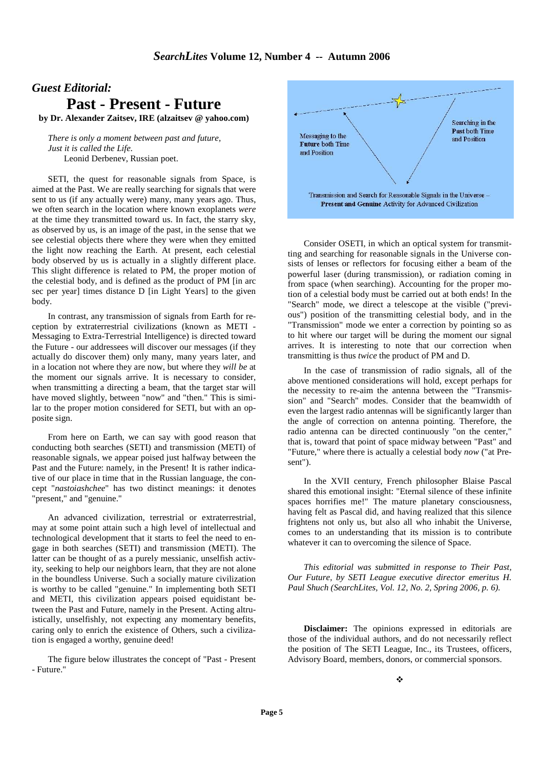## *Guest Editorial:*

# Past - Present - Future

**by Dr. Alexander Zaitsev, IRE (alzaitsev @ yahoo.com)**

*There is only a moment between past and future,*
*Just it is called the Life.*
Leonid Derbenev, Russian poet.

SETI, the quest for reasonable signals from Space, is aimed at the Past. We are really searching for signals that were sent to us (if any actually were) many, many years ago. Thus, we often search in the location where known exoplanets *were* at the time they transmitted toward us. In fact, the starry sky, as observed by us, is an image of the past, in the sense that we see celestial objects there where they were when they emitted the light now reaching the Earth. At present, each celestial body observed by us is actually in a slightly different place. This slight difference is related to PM, the proper motion of the celestial body, and is defined as the product of PM [in arc sec per year] times distance D [in Light Years] to the given body.

In contrast, any transmission of signals from Earth for reception by extraterrestrial civilizations (known as METI - Messaging to Extra-Terrestrial Intelligence) is directed toward the Future - our addressees will discover our messages (if they actually do discover them) only many, many years later, and in a location not where they are now, but where they *will be* at the moment our signals arrive. It is necessary to consider, when transmitting a directing a beam, that the target star will have moved slightly, between "now" and "then." This is similar to the proper motion considered for SETI, but with an opposite sign.

From here on Earth, we can say with good reason that conducting both searches (SETI) and transmission (METI) of reasonable signals, we appear poised just halfway between the Past and the Future: namely, in the Present! It is rather indicative of our place in time that in the Russian language, the concept "*nastoiashchee*" has two distinct meanings: it denotes "present," and "genuine."

An advanced civilization, terrestrial or extraterrestrial, may at some point attain such a high level of intellectual and technological development that it starts to feel the need to engage in both searches (SETI) and transmission (METI). The latter can be thought of as a purely messianic, unselfish activity, seeking to help our neighbors learn, that they are not alone in the boundless Universe. Such a socially mature civilization is worthy to be called "genuine." In implementing both SETI and METI, this civilization appears poised equidistant between the Past and Future, namely in the Present. Acting altruistically, unselfishly, not expecting any momentary benefits, caring only to enrich the existence of Others, such a civilization is engaged a worthy, genuine deed!

The figure below illustrates the concept of "Past - Present - Future."

Messaging to the **Future** both Time and Position

Searching in the **Past** both Time and Position

Transmission and Search for Reasonable Signals in the Universe – **Present and Genuine** Activity for Advanced Civilization

Consider OSETI, in which an optical system for transmitting and searching for reasonable signals in the Universe consists of lenses or reflectors for focusing either a beam of the powerful laser (during transmission), or radiation coming in from space (when searching). Accounting for the proper motion of a celestial body must be carried out at both ends! In the "Search" mode, we direct a telescope at the visible ("previous") position of the transmitting celestial body, and in the "Transmission" mode we enter a correction by pointing so as to hit where our target will be during the moment our signal arrives. It is interesting to note that our correction when transmitting is thus *twice* the product of PM and D.

In the case of transmission of radio signals, all of the above mentioned considerations will hold, except perhaps for the necessity to re-aim the antenna between the "Transmission" and "Search" modes. Consider that the beamwidth of even the largest radio antennas will be significantly larger than the angle of correction on antenna pointing. Therefore, the radio antenna can be directed continuously "on the center," that is, toward that point of space midway between "Past" and "Future," where there is actually a celestial body *now* ("at Present").

In the XVII century, French philosopher Blaise Pascal shared this emotional insight: "Eternal silence of these infinite spaces horrifies me!" The mature planetary consciousness, having felt as Pascal did, and having realized that this silence frightens not only us, but also all who inhabit the Universe, comes to an understanding that its mission is to contribute whatever it can to overcoming the silence of Space.

*This editorial was submitted in response to Their Past, Our Future, by SETI League executive director emeritus H. Paul Shuch (SearchLites, Vol. 12, No. 2, Spring 2006, p. 6).*

**Disclaimer:** The opinions expressed in editorials are those of the individual authors, and do not necessarily reflect the position of The SETI League, Inc., its Trustees, officers, Advisory Board, members, donors, or commercial sponsors.

❖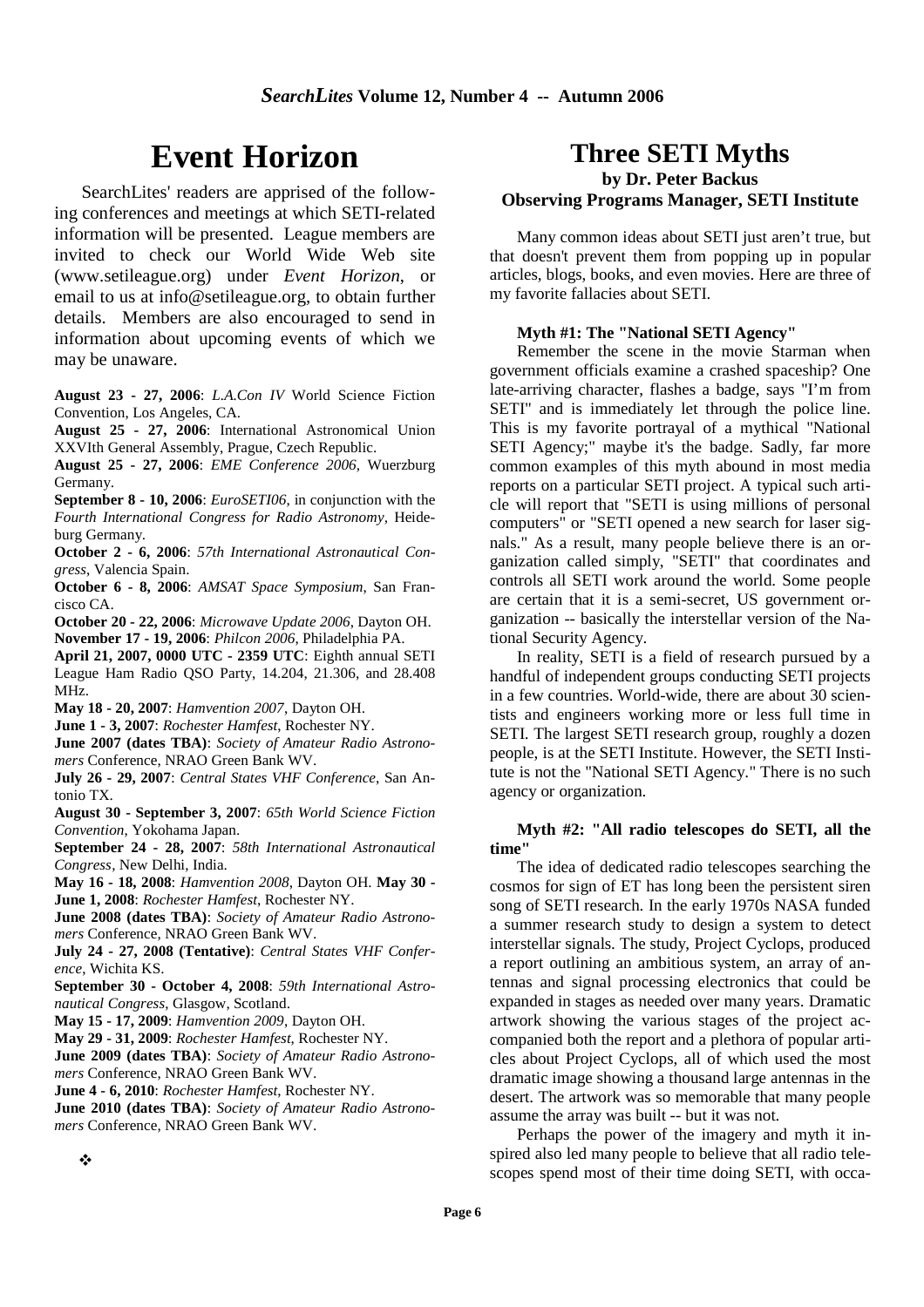# Event Horizon

SearchLites' readers are apprised of the following conferences and meetings at which SETI-related information will be presented. League members are invited to check our World Wide Web site (www.setileague.org) under *Event Horizon*, or email to us at info@setileague.org, to obtain further details. Members are also encouraged to send in information about upcoming events of which we may be unaware.

**August 23 - 27, 2006**: *L.A.Con IV* World Science Fiction Convention, Los Angeles, CA.

**August 25 - 27, 2006**: International Astronomical Union XXVIth General Assembly, Prague, Czech Republic.

**August 25 - 27, 2006**: *EME Conference 2006*, Wuerzburg Germany.

**September 8 - 10, 2006**: *EuroSETI06*, in conjunction with the *Fourth International Congress for Radio Astronomy*, Heideburg Germany.

**October 2 - 6, 2006**: *57th International Astronautical Congress*, Valencia Spain.

**October 6 - 8, 2006**: *AMSAT Space Symposium*, San Francisco CA.

**October 20 - 22, 2006**: *Microwave Update 2006*, Dayton OH.

**November 17 - 19, 2006**: *Philcon 2006*, Philadelphia PA.

**April 21, 2007, 0000 UTC - 2359 UTC**: Eighth annual SETI League Ham Radio QSO Party, 14.204, 21.306, and 28.408 MHz.

**May 18 - 20, 2007**: *Hamvention 2007*, Dayton OH.

**June 1 - 3, 2007**: *Rochester Hamfest*, Rochester NY.

**June 2007 (dates TBA)**: *Society of Amateur Radio Astronomers* Conference, NRAO Green Bank WV.

**July 26 - 29, 2007**: *Central States VHF Conference*, San Antonio TX.

**August 30 - September 3, 2007**: *65th World Science Fiction Convention*, Yokohama Japan.

**September 24 - 28, 2007**: *58th International Astronautical Congress*, New Delhi, India.

**May 16 - 18, 2008**: *Hamvention 2008*, Dayton OH. **May 30 - June 1, 2008**: *Rochester Hamfest*, Rochester NY.

**June 2008 (dates TBA)**: *Society of Amateur Radio Astronomers* Conference, NRAO Green Bank WV.

**July 24 - 27, 2008 (Tentative)**: *Central States VHF Conference*, Wichita KS.

**September 30 - October 4, 2008**: *59th International Astronautical Congress*, Glasgow, Scotland.

**May 15 - 17, 2009**: *Hamvention 2009*, Dayton OH.

**May 29 - 31, 2009**: *Rochester Hamfest*, Rochester NY.

**June 2009 (dates TBA)**: *Society of Amateur Radio Astronomers* Conference, NRAO Green Bank WV.

**June 4 - 6, 2010**: *Rochester Hamfest*, Rochester NY.

**June 2010 (dates TBA)**: *Society of Amateur Radio Astronomers* Conference, NRAO Green Bank WV.

❖

# Three SETI Myths

**by Dr. Peter Backus**
**Observing Programs Manager, SETI Institute**

Many common ideas about SETI just aren't true, but that doesn't prevent them from popping up in popular articles, blogs, books, and even movies. Here are three of my favorite fallacies about SETI.

**Myth #1: The "National SETI Agency"**

Remember the scene in the movie Starman when government officials examine a crashed spaceship? One late-arriving character, flashes a badge, says "I'm from SETI" and is immediately let through the police line. This is my favorite portrayal of a mythical "National SETI Agency;" maybe it's the badge. Sadly, far more common examples of this myth abound in most media reports on a particular SETI project. A typical such article will report that "SETI is using millions of personal computers" or "SETI opened a new search for laser signals." As a result, many people believe there is an organization called simply, "SETI" that coordinates and controls all SETI work around the world. Some people are certain that it is a semi-secret, US government organization -- basically the interstellar version of the National Security Agency.

In reality, SETI is a field of research pursued by a handful of independent groups conducting SETI projects in a few countries. World-wide, there are about 30 scientists and engineers working more or less full time in SETI. The largest SETI research group, roughly a dozen people, is at the SETI Institute. However, the SETI Institute is not the "National SETI Agency." There is no such agency or organization.

**Myth #2: "All radio telescopes do SETI, all the time"**

The idea of dedicated radio telescopes searching the cosmos for sign of ET has long been the persistent siren song of SETI research. In the early 1970s NASA funded a summer research study to design a system to detect interstellar signals. The study, Project Cyclops, produced a report outlining an ambitious system, an array of antennas and signal processing electronics that could be expanded in stages as needed over many years. Dramatic artwork showing the various stages of the project accompanied both the report and a plethora of popular articles about Project Cyclops, all of which used the most dramatic image showing a thousand large antennas in the desert. The artwork was so memorable that many people assume the array was built -- but it was not.

Perhaps the power of the imagery and myth it inspired also led many people to believe that all radio telescopes spend most of their time doing SETI, with occa-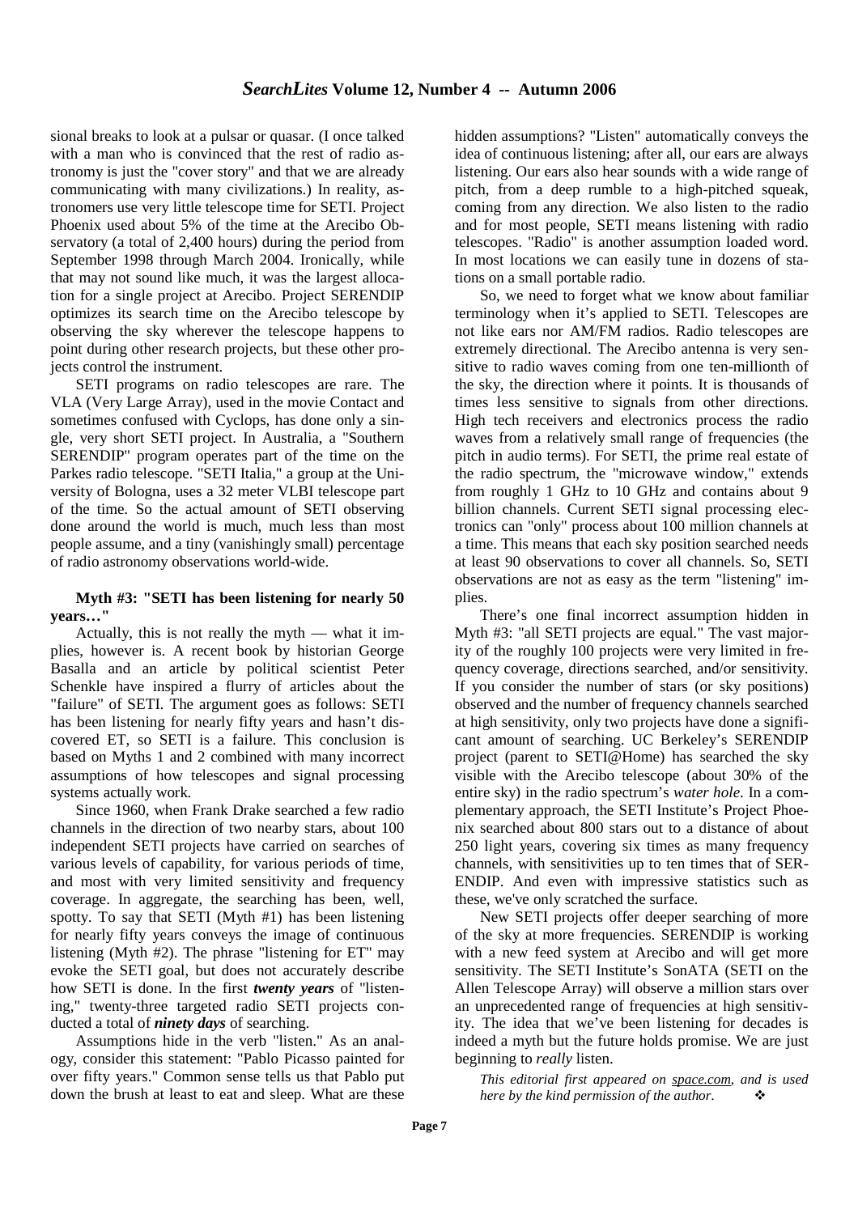sional breaks to look at a pulsar or quasar. (I once talked with a man who is convinced that the rest of radio astronomy is just the "cover story" and that we are already communicating with many civilizations.) In reality, astronomers use very little telescope time for SETI. Project Phoenix used about 5% of the time at the Arecibo Observatory (a total of 2,400 hours) during the period from September 1998 through March 2004. Ironically, while that may not sound like much, it was the largest allocation for a single project at Arecibo. Project SERENDIP optimizes its search time on the Arecibo telescope by observing the sky wherever the telescope happens to point during other research projects, but these other projects control the instrument.

SETI programs on radio telescopes are rare. The VLA (Very Large Array), used in the movie Contact and sometimes confused with Cyclops, has done only a single, very short SETI project. In Australia, a "Southern SERENDIP" program operates part of the time on the Parkes radio telescope. "SETI Italia," a group at the University of Bologna, uses a 32 meter VLBI telescope part of the time. So the actual amount of SETI observing done around the world is much, much less than most people assume, and a tiny (vanishingly small) percentage of radio astronomy observations world-wide.

**Myth #3: "SETI has been listening for nearly 50 years…"**

Actually, this is not really the myth — what it implies, however is. A recent book by historian George Basalla and an article by political scientist Peter Schenkle have inspired a flurry of articles about the "failure" of SETI. The argument goes as follows: SETI has been listening for nearly fifty years and hasn't discovered ET, so SETI is a failure. This conclusion is based on Myths 1 and 2 combined with many incorrect assumptions of how telescopes and signal processing systems actually work.

Since 1960, when Frank Drake searched a few radio channels in the direction of two nearby stars, about 100 independent SETI projects have carried on searches of various levels of capability, for various periods of time, and most with very limited sensitivity and frequency coverage. In aggregate, the searching has been, well, spotty. To say that SETI (Myth #1) has been listening for nearly fifty years conveys the image of continuous listening (Myth #2). The phrase "listening for ET" may evoke the SETI goal, but does not accurately describe how SETI is done. In the first ***twenty years*** of "listening," twenty-three targeted radio SETI projects conducted a total of ***ninety days*** of searching.

Assumptions hide in the verb "listen." As an analogy, consider this statement: "Pablo Picasso painted for over fifty years." Common sense tells us that Pablo put down the brush at least to eat and sleep. What are these hidden assumptions? "Listen" automatically conveys the idea of continuous listening; after all, our ears are always listening. Our ears also hear sounds with a wide range of pitch, from a deep rumble to a high-pitched squeak, coming from any direction. We also listen to the radio and for most people, SETI means listening with radio telescopes. "Radio" is another assumption loaded word. In most locations we can easily tune in dozens of stations on a small portable radio.

So, we need to forget what we know about familiar terminology when it's applied to SETI. Telescopes are not like ears nor AM/FM radios. Radio telescopes are extremely directional. The Arecibo antenna is very sensitive to radio waves coming from one ten-millionth of the sky, the direction where it points. It is thousands of times less sensitive to signals from other directions. High tech receivers and electronics process the radio waves from a relatively small range of frequencies (the pitch in audio terms). For SETI, the prime real estate of the radio spectrum, the "microwave window," extends from roughly 1 GHz to 10 GHz and contains about 9 billion channels. Current SETI signal processing electronics can "only" process about 100 million channels at a time. This means that each sky position searched needs at least 90 observations to cover all channels. So, SETI observations are not as easy as the term "listening" implies.

There's one final incorrect assumption hidden in Myth #3: "all SETI projects are equal." The vast majority of the roughly 100 projects were very limited in frequency coverage, directions searched, and/or sensitivity. If you consider the number of stars (or sky positions) observed and the number of frequency channels searched at high sensitivity, only two projects have done a significant amount of searching. UC Berkeley's SERENDIP project (parent to SETI@Home) has searched the sky visible with the Arecibo telescope (about 30% of the entire sky) in the radio spectrum's *water hole.* In a complementary approach, the SETI Institute's Project Phoenix searched about 800 stars out to a distance of about 250 light years, covering six times as many frequency channels, with sensitivities up to ten times that of SERENDIP. And even with impressive statistics such as these, we've only scratched the surface.

New SETI projects offer deeper searching of more of the sky at more frequencies. SERENDIP is working with a new feed system at Arecibo and will get more sensitivity. The SETI Institute's SonATA (SETI on the Allen Telescope Array) will observe a million stars over an unprecedented range of frequencies at high sensitivity. The idea that we've been listening for decades is indeed a myth but the future holds promise. We are just beginning to *really* listen.

*This editorial first appeared on space.com, and is used here by the kind permission of the author.* ❖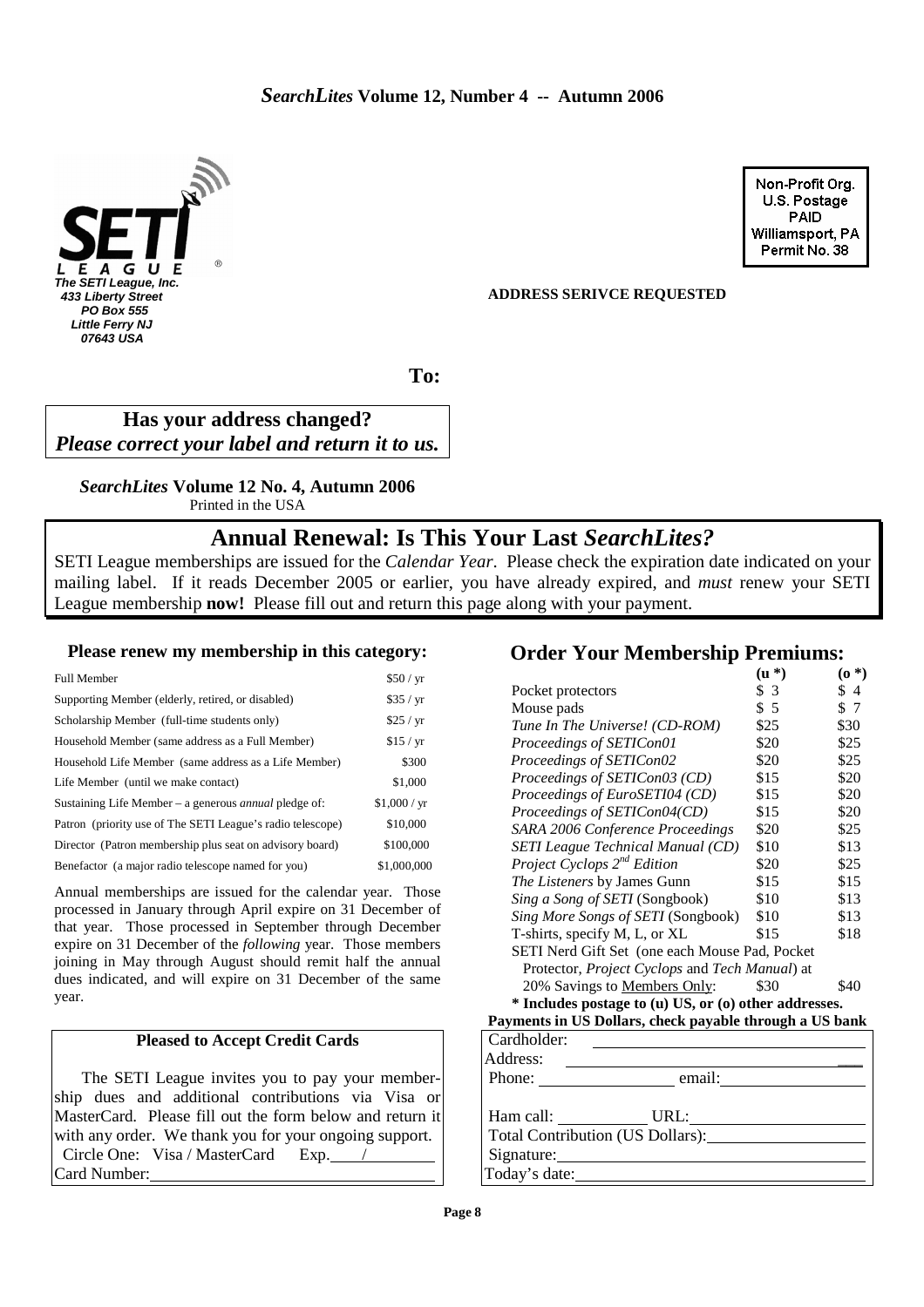The SETI League, Inc.
433 Liberty Street
PO Box 555
Little Ferry NJ
07643 USA

Non-Profit Org.
U.S. Postage
PAID
Williamsport, PA
Permit No. 38

**ADDRESS SERIVCE REQUESTED**

**To:**

**Has your address changed?**
***Please correct your label and return it to us.***

***SearchLites*** **Volume 12 No. 4, Autumn 2006**
Printed in the USA

## Annual Renewal: Is This Your Last *SearchLites?*

SETI League memberships are issued for the *Calendar Year*. Please check the expiration date indicated on your mailing label. If it reads December 2005 or earlier, you have already expired, and *must* renew your SETI League membership **now!** Please fill out and return this page along with your payment.

### Please renew my membership in this category:

| | |
|---|---|
| Full Member | $50 / yr |
| Supporting Member (elderly, retired, or disabled) | $35 / yr |
| Scholarship Member (full-time students only) | $25 / yr |
| Household Member (same address as a Full Member) | $15 / yr |
| Household Life Member (same address as a Life Member) | $300 |
| Life Member (until we make contact) | $1,000 |
| Sustaining Life Member – a generous *annual* pledge of: | $1,000 / yr |
| Patron (priority use of The SETI League's radio telescope) | $10,000 |
| Director (Patron membership plus seat on advisory board) | $100,000 |
| Benefactor (a major radio telescope named for you) | $1,000,000 |

Annual memberships are issued for the calendar year. Those processed in January through April expire on 31 December of that year. Those processed in September through December expire on 31 December of the *following* year. Those members joining in May through August should remit half the annual dues indicated, and will expire on 31 December of the same year.

**Pleased to Accept Credit Cards**

The SETI League invites you to pay your membership dues and additional contributions via Visa or MasterCard. Please fill out the form below and return it with any order. We thank you for your ongoing support.

Circle One: Visa / MasterCard Exp.____/________

Card Number:________________________________

### Order Your Membership Premiums:

| | (u *) | (o *) |
|---|---|---|
| Pocket protectors | $ 3 | $ 4 |
| Mouse pads | $ 5 | $ 7 |
| *Tune In The Universe! (CD-ROM)* | $25 | $30 |
| *Proceedings of SETICon01* | $20 | $25 |
| *Proceedings of SETICon02* | $20 | $25 |
| *Proceedings of SETICon03 (CD)* | $15 | $20 |
| *Proceedings of EuroSETI04 (CD)* | $15 | $20 |
| *Proceedings of SETICon04(CD)* | $15 | $20 |
| *SARA 2006 Conference Proceedings* | $20 | $25 |
| *SETI League Technical Manual (CD)* | $10 | $13 |
| *Project Cyclops 2nd Edition* | $20 | $25 |
| *The Listeners* by James Gunn | $15 | $15 |
| *Sing a Song of SETI* (Songbook) | $10 | $13 |
| *Sing More Songs of SETI* (Songbook) | $10 | $13 |
| T-shirts, specify M, L, or XL | $15 | $18 |
| SETI Nerd Gift Set (one each Mouse Pad, Pocket Protector, *Project Cyclops* and *Tech Manual*) at 20% Savings to Members Only: | $30 | $40 |

**\* Includes postage to (u) US, or (o) other addresses.**

**Payments in US Dollars, check payable through a US bank**

Cardholder: ________________________________

Address: ________________________________

Phone: ________________ email: ________________

Ham call: __________ URL: ____________________

Total Contribution (US Dollars): ________________

Signature: ________________________________

Today's date: ________________________________